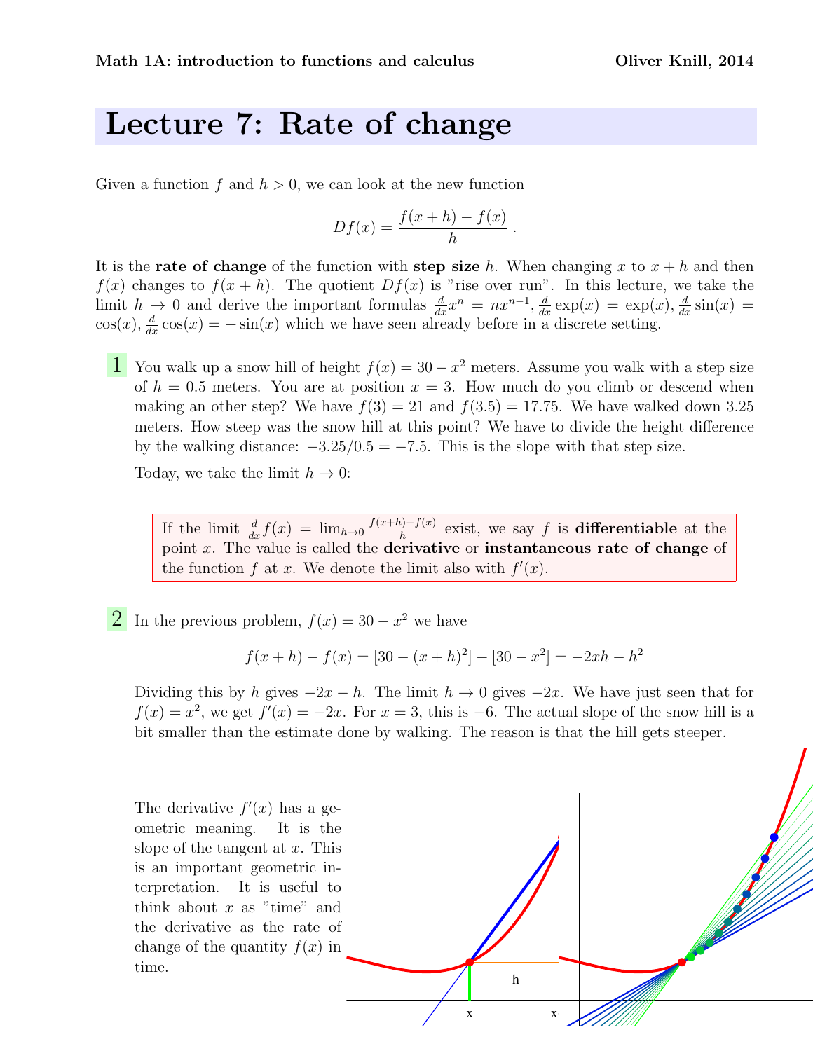# Lecture 7: Rate of change

Given a function $f$ and $h > 0$, we can look at the new function

$$Df(x) = \frac{f(x+h) - f(x)}{h} .$$

It is the **rate of change** of the function with **step size** $h$. When changing $x$ to $x + h$ and then $f(x)$ changes to $f(x + h)$. The quotient $Df(x)$ is "rise over run". In this lecture, we take the limit $h \to 0$ and derive the important formulas $\frac{d}{dx}x^n = nx^{n-1}$, $\frac{d}{dx}\exp(x) = \exp(x)$, $\frac{d}{dx}\sin(x) = \cos(x)$, $\frac{d}{dx}\cos(x) = -\sin(x)$ which we have seen already before in a discrete setting.

**1** You walk up a snow hill of height $f(x) = 30 - x^2$ meters. Assume you walk with a step size of $h = 0.5$ meters. You are at position $x = 3$. How much do you climb or descend when making an other step? We have $f(3) = 21$ and $f(3.5) = 17.75$. We have walked down 3.25 meters. How steep was the snow hill at this point? We have to divide the height difference by the walking distance: $-3.25/0.5 = -7.5$. This is the slope with that step size.

Today, we take the limit $h \to 0$:

> If the limit $\frac{d}{dx}f(x) = \lim_{h\to 0} \frac{f(x+h)-f(x)}{h}$ exist, we say $f$ is **differentiable** at the point $x$. The value is called the **derivative** or **instantaneous rate of change** of the function $f$ at $x$. We denote the limit also with $f'(x)$.

**2** In the previous problem, $f(x) = 30 - x^2$ we have

$$f(x + h) - f(x) = [30 - (x + h)^2] - [30 - x^2] = -2xh - h^2$$

Dividing this by $h$ gives $-2x - h$. The limit $h \to 0$ gives $-2x$. We have just seen that for $f(x) = x^2$, we get $f'(x) = -2x$. For $x = 3$, this is $-6$. The actual slope of the snow hill is a bit smaller than the estimate done by walking. The reason is that the hill gets steeper.

The derivative $f'(x)$ has a geometric meaning. It is the slope of the tangent at $x$. This is an important geometric interpretation. It is useful to think about $x$ as "time" and the derivative as the rate of change of the quantity $f(x)$ in time.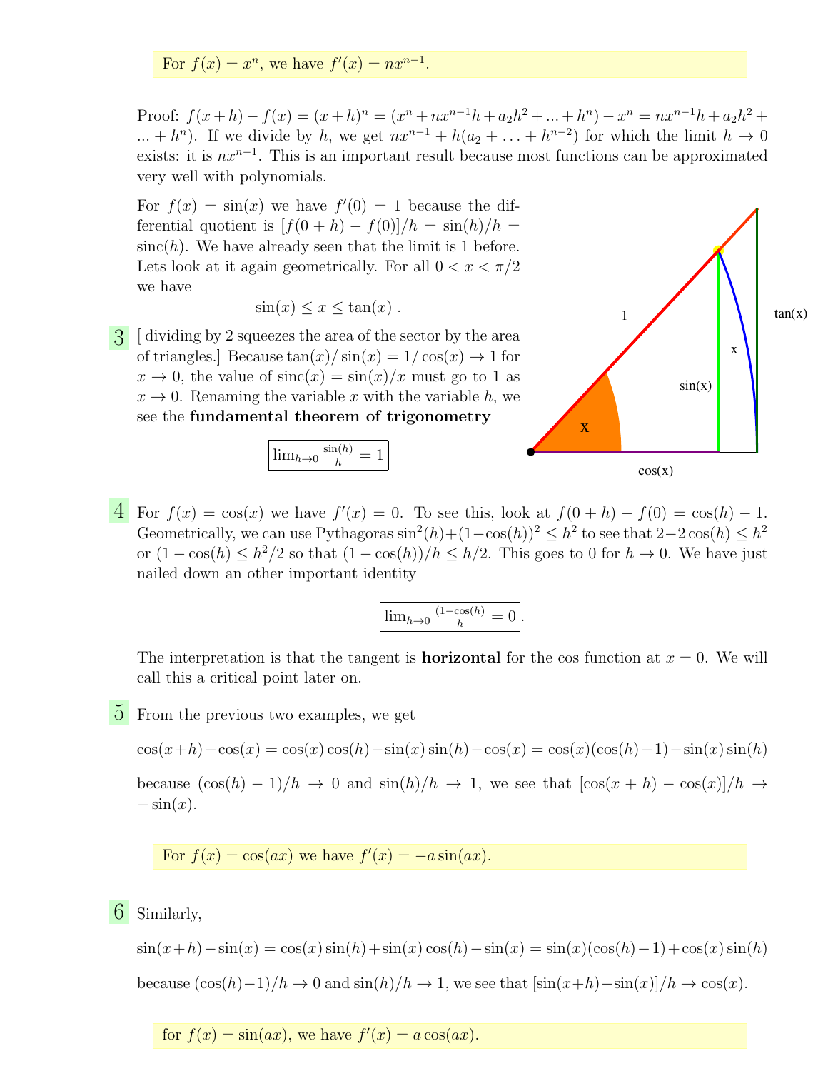For $f(x) = x^n$, we have $f'(x) = nx^{n-1}$.

Proof: $f(x+h) - f(x) = (x+h)^n = (x^n + nx^{n-1}h + a_2h^2 + ... + h^n) - x^n = nx^{n-1}h + a_2h^2 + ... + h^n)$. If we divide by $h$, we get $nx^{n-1} + h(a_2 + \ldots + h^{n-2})$ for which the limit $h \to 0$ exists: it is $nx^{n-1}$. This is an important result because most functions can be approximated very well with polynomials.

For $f(x) = \sin(x)$ we have $f'(0) = 1$ because the differential quotient is $[f(0+h) - f(0)]/h = \sin(h)/h = \text{sinc}(h)$. We have already seen that the limit is 1 before. Lets look at it again geometrically. For all $0 < x < \pi/2$ we have

$$\sin(x) \leq x \leq \tan(x) \; .$$

**3** [ dividing by 2 squeezes the area of the sector by the area of triangles.] Because $\tan(x)/\sin(x) = 1/\cos(x) \to 1$ for $x \to 0$, the value of $\text{sinc}(x) = \sin(x)/x$ must go to 1 as $x \to 0$. Renaming the variable $x$ with the variable $h$, we see the **fundamental theorem of trigonometry**

$$\boxed{\lim_{h\to 0} \frac{\sin(h)}{h} = 1}$$

**4** For $f(x) = \cos(x)$ we have $f'(x) = 0$. To see this, look at $f(0+h) - f(0) = \cos(h) - 1$. Geometrically, we can use Pythagoras $\sin^2(h) + (1-\cos(h))^2 \leq h^2$ to see that $2 - 2\cos(h) \leq h^2$ or $(1 - \cos(h) \leq h^2/2$ so that $(1-\cos(h))/h \leq h/2$. This goes to 0 for $h \to 0$. We have just nailed down an other important identity

$$\boxed{\lim_{h\to 0} \frac{(1-\cos(h))}{h} = 0}.$$

The interpretation is that the tangent is **horizontal** for the cos function at $x = 0$. We will call this a critical point later on.

**5** From the previous two examples, we get

$$\cos(x+h) - \cos(x) = \cos(x)\cos(h) - \sin(x)\sin(h) - \cos(x) = \cos(x)(\cos(h) - 1) - \sin(x)\sin(h)$$

because $(\cos(h) - 1)/h \to 0$ and $\sin(h)/h \to 1$, we see that $[\cos(x+h) - \cos(x)]/h \to -\sin(x)$.

For $f(x) = \cos(ax)$ we have $f'(x) = -a\sin(ax)$.

**6** Similarly,

$$\sin(x+h) - \sin(x) = \cos(x)\sin(h) + \sin(x)\cos(h) - \sin(x) = \sin(x)(\cos(h) - 1) + \cos(x)\sin(h)$$

because $(\cos(h)-1)/h \to 0$ and $\sin(h)/h \to 1$, we see that $[\sin(x+h) - \sin(x)]/h \to \cos(x)$.

for $f(x) = \sin(ax)$, we have $f'(x) = a\cos(ax)$.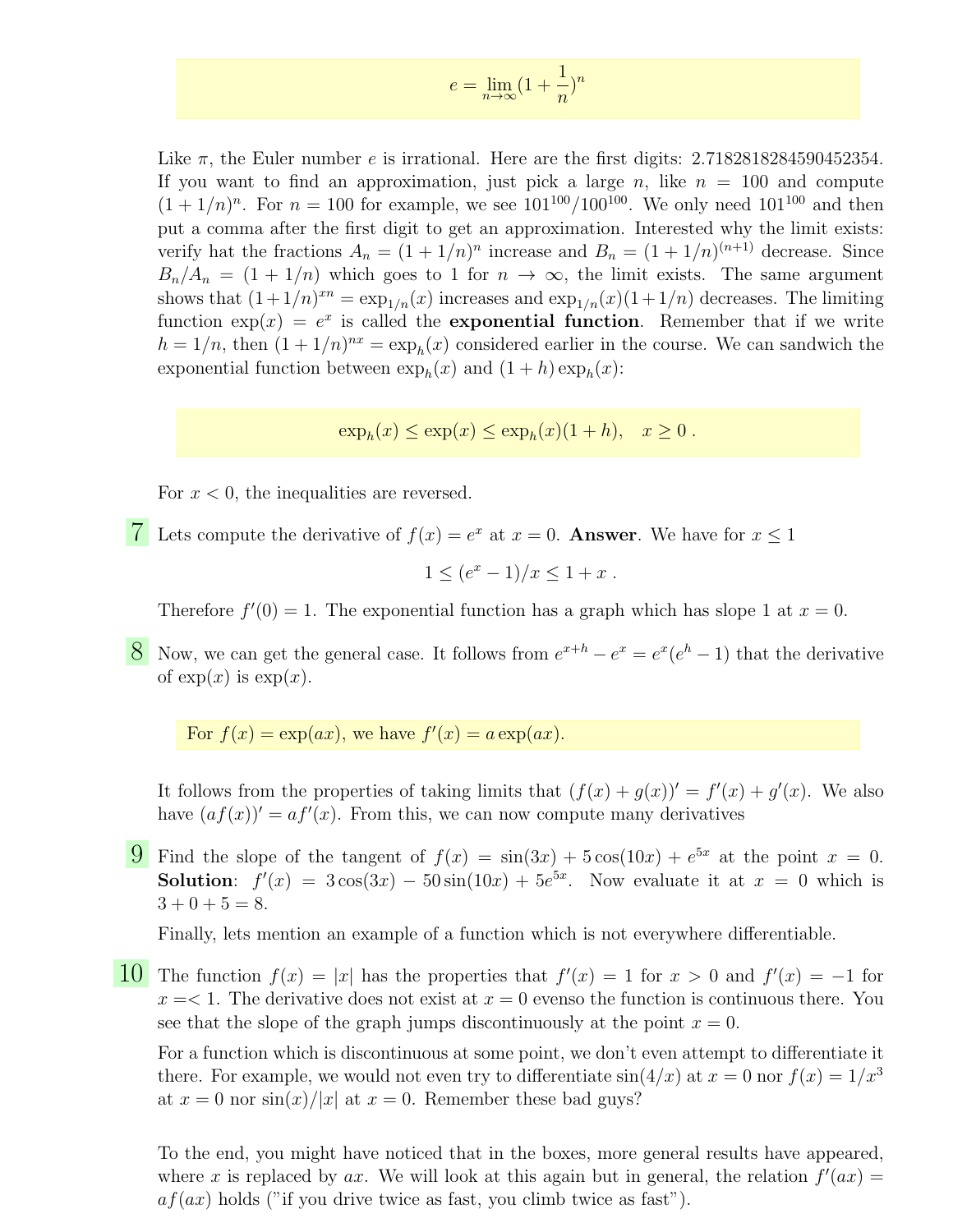$$e = \lim_{n \to \infty} (1 + \frac{1}{n})^n$$

Like $\pi$, the Euler number $e$ is irrational. Here are the first digits: 2.7182818284590452354. If you want to find an approximation, just pick a large $n$, like $n = 100$ and compute $(1 + 1/n)^n$. For $n = 100$ for example, we see $101^{100}/100^{100}$. We only need $101^{100}$ and then put a comma after the first digit to get an approximation. Interested why the limit exists: verify hat the fractions $A_n = (1 + 1/n)^n$ increase and $B_n = (1 + 1/n)^{(n+1)}$ decrease. Since $B_n/A_n = (1 + 1/n)$ which goes to 1 for $n \to \infty$, the limit exists. The same argument shows that $(1+1/n)^{xn} = \exp_{1/n}(x)$ increases and $\exp_{1/n}(x)(1+1/n)$ decreases. The limiting function $\exp(x) = e^x$ is called the **exponential function**. Remember that if we write $h = 1/n$, then $(1 + 1/n)^{nx} = \exp_h(x)$ considered earlier in the course. We can sandwich the exponential function between $\exp_h(x)$ and $(1 + h)\exp_h(x)$:

$$\exp_h(x) \leq \exp(x) \leq \exp_h(x)(1 + h), \quad x \geq 0 \, .$$

For $x < 0$, the inequalities are reversed.

**7** Lets compute the derivative of $f(x) = e^x$ at $x = 0$. **Answer**. We have for $x \leq 1$

$$1 \leq (e^x - 1)/x \leq 1 + x \, .$$

Therefore $f'(0) = 1$. The exponential function has a graph which has slope 1 at $x = 0$.

**8** Now, we can get the general case. It follows from $e^{x+h} - e^x = e^x(e^h - 1)$ that the derivative of $\exp(x)$ is $\exp(x)$.

For $f(x) = \exp(ax)$, we have $f'(x) = a\exp(ax)$.

It follows from the properties of taking limits that $(f(x) + g(x))' = f'(x) + g'(x)$. We also have $(af(x))' = af'(x)$. From this, we can now compute many derivatives

**9** Find the slope of the tangent of $f(x) = \sin(3x) + 5\cos(10x) + e^{5x}$ at the point $x = 0$. **Solution**: $f'(x) = 3\cos(3x) - 50\sin(10x) + 5e^{5x}$. Now evaluate it at $x = 0$ which is $3 + 0 + 5 = 8$.

Finally, lets mention an example of a function which is not everywhere differentiable.

**10** The function $f(x) = |x|$ has the properties that $f'(x) = 1$ for $x > 0$ and $f'(x) = -1$ for $x =< 1$. The derivative does not exist at $x = 0$ evenso the function is continuous there. You see that the slope of the graph jumps discontinuously at the point $x = 0$.

For a function which is discontinuous at some point, we don't even attempt to differentiate it there. For example, we would not even try to differentiate $\sin(4/x)$ at $x = 0$ nor $f(x) = 1/x^3$ at $x = 0$ nor $\sin(x)/|x|$ at $x = 0$. Remember these bad guys?

To the end, you might have noticed that in the boxes, more general results have appeared, where $x$ is replaced by $ax$. We will look at this again but in general, the relation $f'(ax) = af(ax)$ holds ("if you drive twice as fast, you climb twice as fast").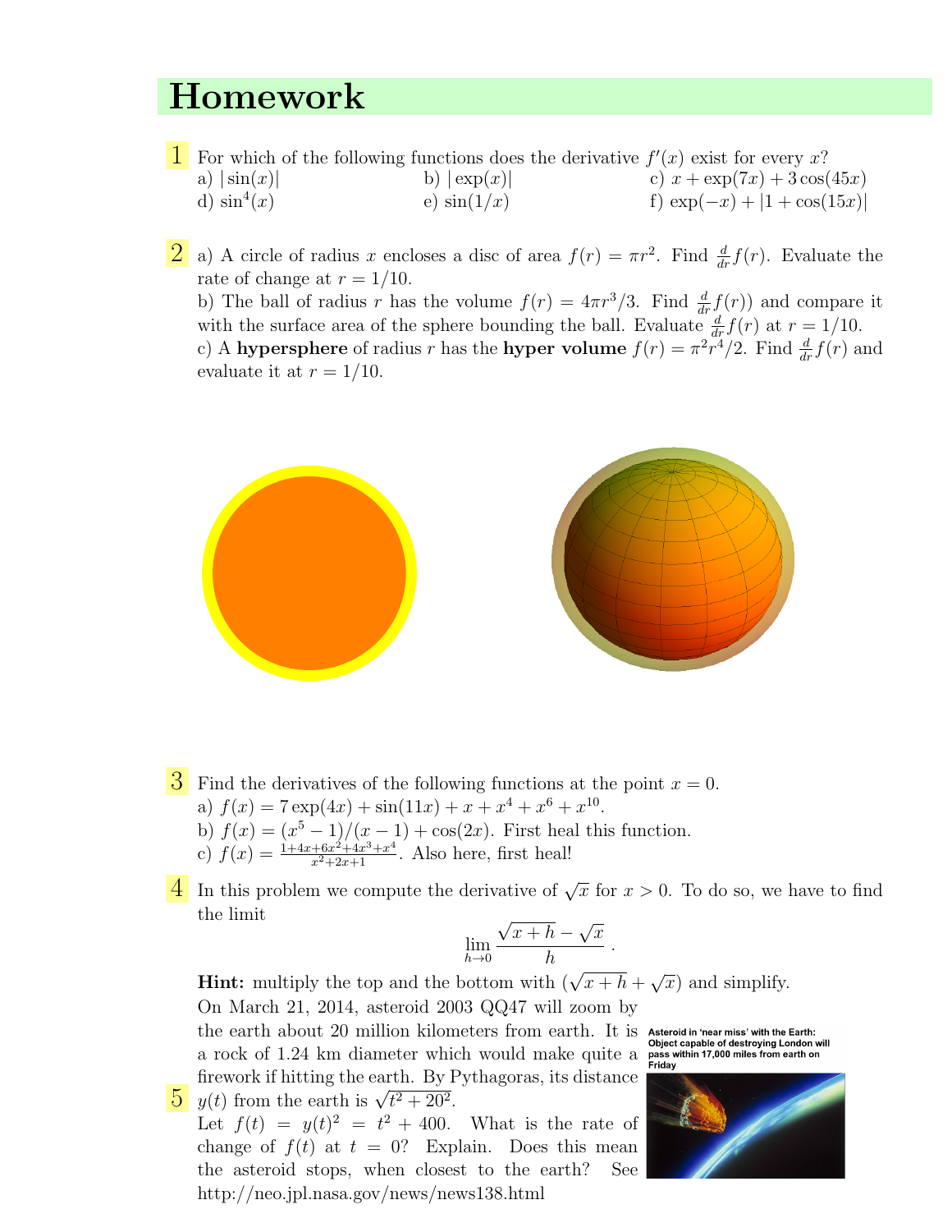# Homework

**1** For which of the following functions does the derivative $f'(x)$ exist for every $x$?

a) $|\sin(x)|$
b) $|\exp(x)|$
c) $x + \exp(7x) + 3\cos(45x)$
d) $\sin^4(x)$
e) $\sin(1/x)$
f) $\exp(-x) + |1 + \cos(15x)|$

**2** a) A circle of radius $x$ encloses a disc of area $f(r) = \pi r^2$. Find $\frac{d}{dr}f(r)$. Evaluate the rate of change at $r = 1/10$.
b) The ball of radius $r$ has the volume $f(r) = 4\pi r^3/3$. Find $\frac{d}{dr}f(r))$ and compare it with the surface area of the sphere bounding the ball. Evaluate $\frac{d}{dr}f(r)$ at $r = 1/10$.
c) A **hypersphere** of radius $r$ has the **hyper volume** $f(r) = \pi^2 r^4/2$. Find $\frac{d}{dr}f(r)$ and evaluate it at $r = 1/10$.

**3** Find the derivatives of the following functions at the point $x = 0$.
a) $f(x) = 7\exp(4x) + \sin(11x) + x + x^4 + x^6 + x^{10}$.
b) $f(x) = (x^5 - 1)/(x - 1) + \cos(2x)$. First heal this function.
c) $f(x) = \frac{1+4x+6x^2+4x^3+x^4}{x^2+2x+1}$. Also here, first heal!

**4** In this problem we compute the derivative of $\sqrt{x}$ for $x > 0$. To do so, we have to find the limit

$$\lim_{h \to 0} \frac{\sqrt{x+h} - \sqrt{x}}{h} .$$

**Hint:** multiply the top and the bottom with $(\sqrt{x+h} + \sqrt{x})$ and simplify.

**5** On March 21, 2014, asteroid 2003 QQ47 will zoom by the earth about 20 million kilometers from earth. It is a rock of 1.24 km diameter which would make quite a firework if hitting the earth. By Pythagoras, its distance $y(t)$ from the earth is $\sqrt{t^2 + 20^2}$.
Let $f(t) = y(t)^2 = t^2 + 400$. What is the rate of change of $f(t)$ at $t = 0$? Explain. Does this mean the asteroid stops, when closest to the earth? See http://neo.jpl.nasa.gov/news/news138.html

Asteroid in 'near miss' with the Earth: Object capable of destroying London will pass within 17,000 miles from earth on Friday